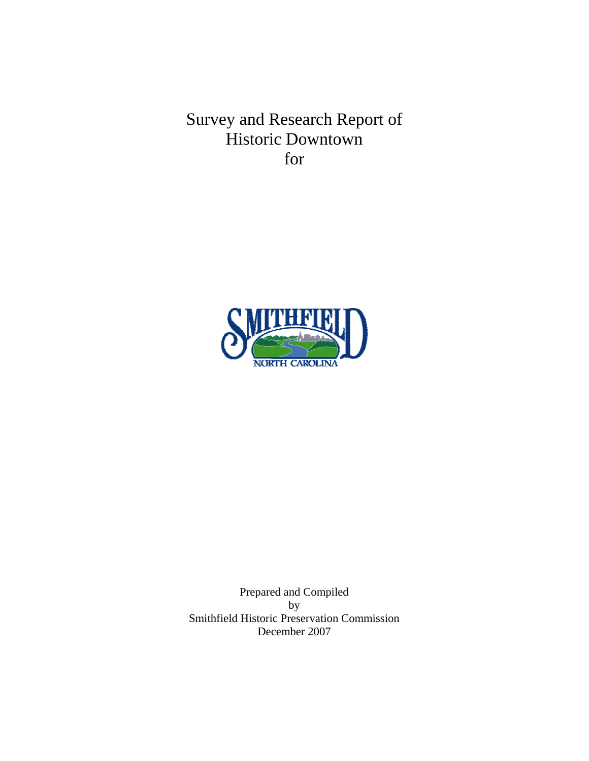# Survey and Research Report of Historic Downtown for

SMITHFIELD

NORTH CAROLINA

Prepared and Compiled
by
Smithfield Historic Preservation Commission
December 2007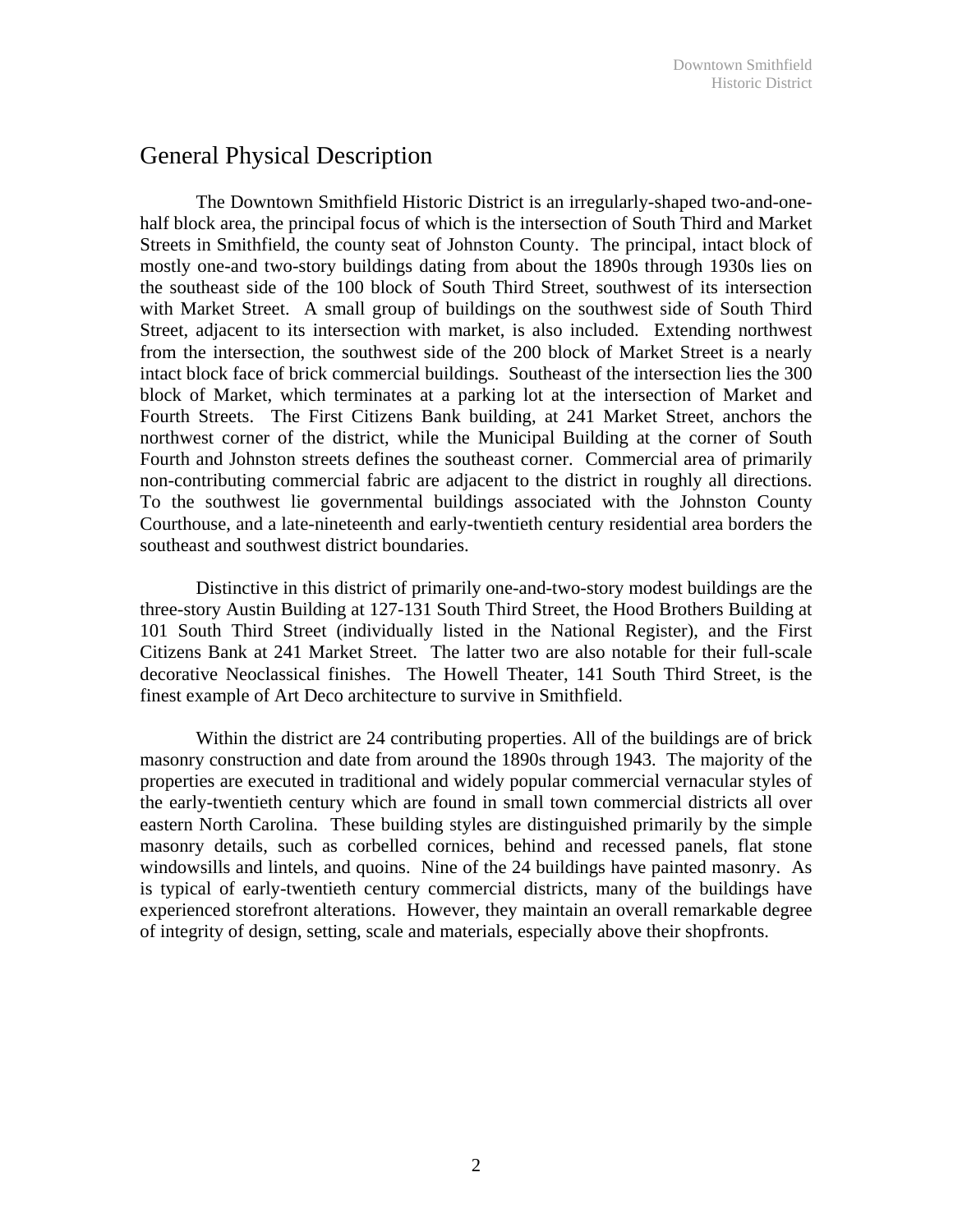## General Physical Description

The Downtown Smithfield Historic District is an irregularly-shaped two-and-one-half block area, the principal focus of which is the intersection of South Third and Market Streets in Smithfield, the county seat of Johnston County. The principal, intact block of mostly one-and two-story buildings dating from about the 1890s through 1930s lies on the southeast side of the 100 block of South Third Street, southwest of its intersection with Market Street. A small group of buildings on the southwest side of South Third Street, adjacent to its intersection with market, is also included. Extending northwest from the intersection, the southwest side of the 200 block of Market Street is a nearly intact block face of brick commercial buildings. Southeast of the intersection lies the 300 block of Market, which terminates at a parking lot at the intersection of Market and Fourth Streets. The First Citizens Bank building, at 241 Market Street, anchors the northwest corner of the district, while the Municipal Building at the corner of South Fourth and Johnston streets defines the southeast corner. Commercial area of primarily non-contributing commercial fabric are adjacent to the district in roughly all directions. To the southwest lie governmental buildings associated with the Johnston County Courthouse, and a late-nineteenth and early-twentieth century residential area borders the southeast and southwest district boundaries.

Distinctive in this district of primarily one-and-two-story modest buildings are the three-story Austin Building at 127-131 South Third Street, the Hood Brothers Building at 101 South Third Street (individually listed in the National Register), and the First Citizens Bank at 241 Market Street. The latter two are also notable for their full-scale decorative Neoclassical finishes. The Howell Theater, 141 South Third Street, is the finest example of Art Deco architecture to survive in Smithfield.

Within the district are 24 contributing properties. All of the buildings are of brick masonry construction and date from around the 1890s through 1943. The majority of the properties are executed in traditional and widely popular commercial vernacular styles of the early-twentieth century which are found in small town commercial districts all over eastern North Carolina. These building styles are distinguished primarily by the simple masonry details, such as corbelled cornices, behind and recessed panels, flat stone windowsills and lintels, and quoins. Nine of the 24 buildings have painted masonry. As is typical of early-twentieth century commercial districts, many of the buildings have experienced storefront alterations. However, they maintain an overall remarkable degree of integrity of design, setting, scale and materials, especially above their shopfronts.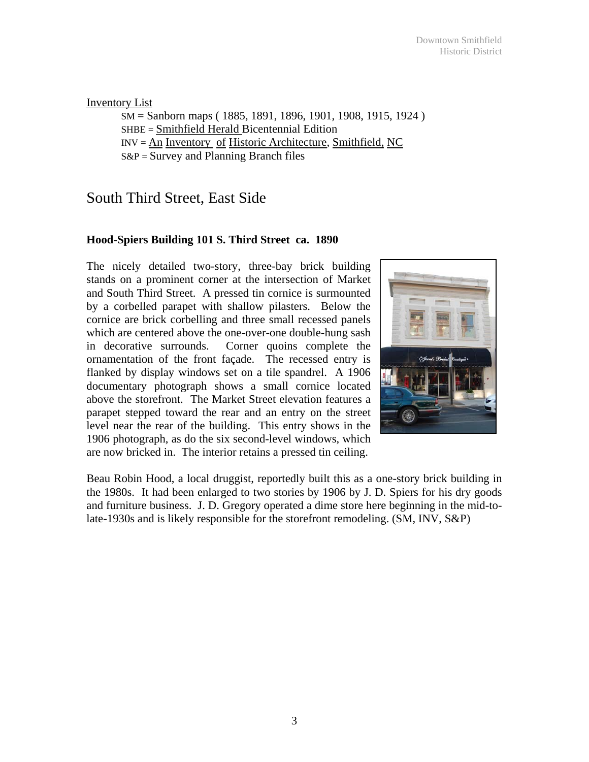Inventory List

SM = Sanborn maps ( 1885, 1891, 1896, 1901, 1908, 1915, 1924 )
SHBE = Smithfield Herald Bicentennial Edition
INV = An Inventory of Historic Architecture, Smithfield, NC
S&P = Survey and Planning Branch files

## South Third Street, East Side

**Hood-Spiers Building 101 S. Third Street ca. 1890**

The nicely detailed two-story, three-bay brick building stands on a prominent corner at the intersection of Market and South Third Street. A pressed tin cornice is surmounted by a corbelled parapet with shallow pilasters. Below the cornice are brick corbelling and three small recessed panels which are centered above the one-over-one double-hung sash in decorative surrounds. Corner quoins complete the ornamentation of the front façade. The recessed entry is flanked by display windows set on a tile spandrel. A 1906 documentary photograph shows a small cornice located above the storefront. The Market Street elevation features a parapet stepped toward the rear and an entry on the street level near the rear of the building. This entry shows in the 1906 photograph, as do the six second-level windows, which are now bricked in. The interior retains a pressed tin ceiling.

Beau Robin Hood, a local druggist, reportedly built this as a one-story brick building in the 1980s. It had been enlarged to two stories by 1906 by J. D. Spiers for his dry goods and furniture business. J. D. Gregory operated a dime store here beginning in the mid-to-late-1930s and is likely responsible for the storefront remodeling. (SM, INV, S&P)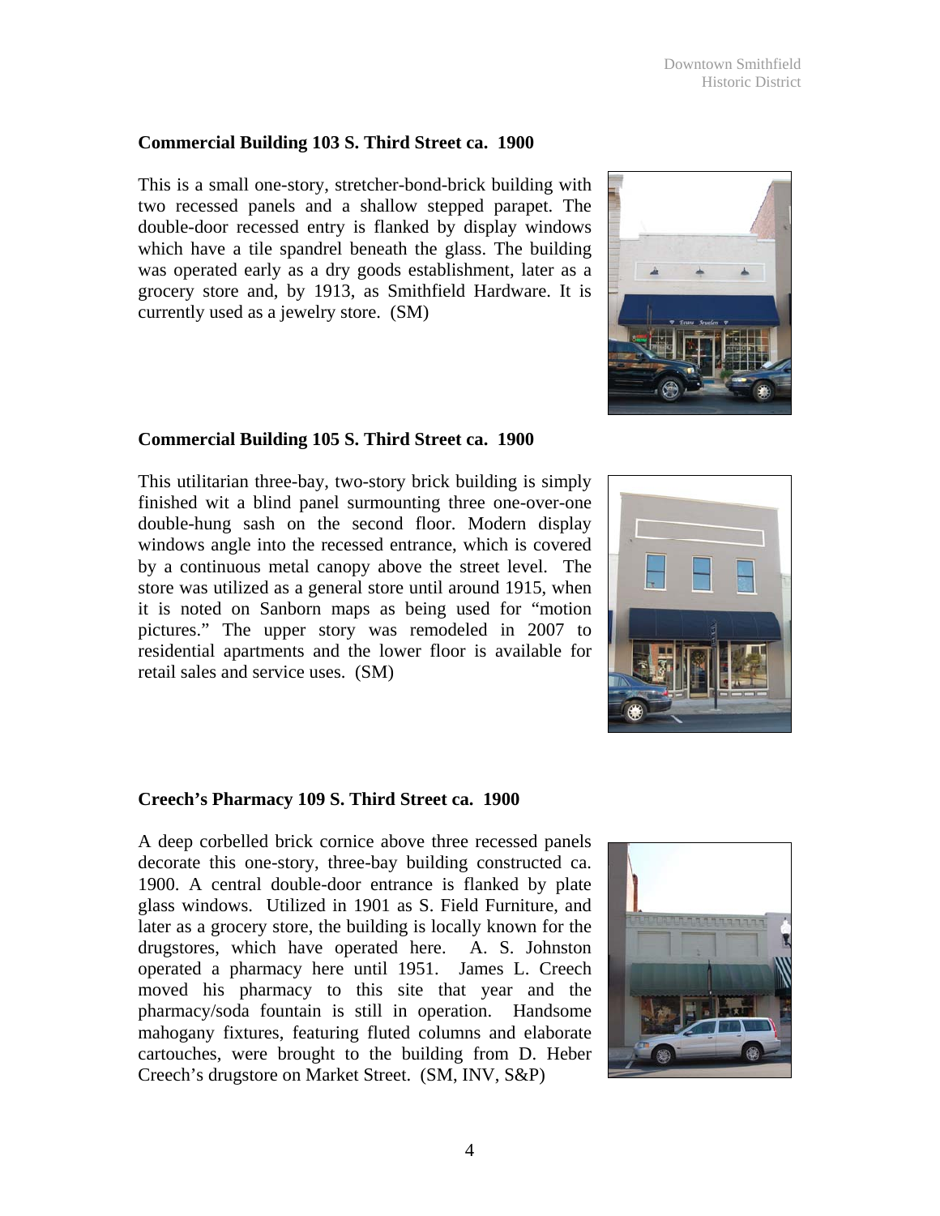**Commercial Building 103 S. Third Street ca. 1900**

This is a small one-story, stretcher-bond-brick building with two recessed panels and a shallow stepped parapet. The double-door recessed entry is flanked by display windows which have a tile spandrel beneath the glass. The building was operated early as a dry goods establishment, later as a grocery store and, by 1913, as Smithfield Hardware. It is currently used as a jewelry store. (SM)

**Commercial Building 105 S. Third Street ca. 1900**

This utilitarian three-bay, two-story brick building is simply finished wit a blind panel surmounting three one-over-one double-hung sash on the second floor. Modern display windows angle into the recessed entrance, which is covered by a continuous metal canopy above the street level. The store was utilized as a general store until around 1915, when it is noted on Sanborn maps as being used for "motion pictures." The upper story was remodeled in 2007 to residential apartments and the lower floor is available for retail sales and service uses. (SM)

**Creech's Pharmacy 109 S. Third Street ca. 1900**

A deep corbelled brick cornice above three recessed panels decorate this one-story, three-bay building constructed ca. 1900. A central double-door entrance is flanked by plate glass windows. Utilized in 1901 as S. Field Furniture, and later as a grocery store, the building is locally known for the drugstores, which have operated here. A. S. Johnston operated a pharmacy here until 1951. James L. Creech moved his pharmacy to this site that year and the pharmacy/soda fountain is still in operation. Handsome mahogany fixtures, featuring fluted columns and elaborate cartouches, were brought to the building from D. Heber Creech's drugstore on Market Street. (SM, INV, S&P)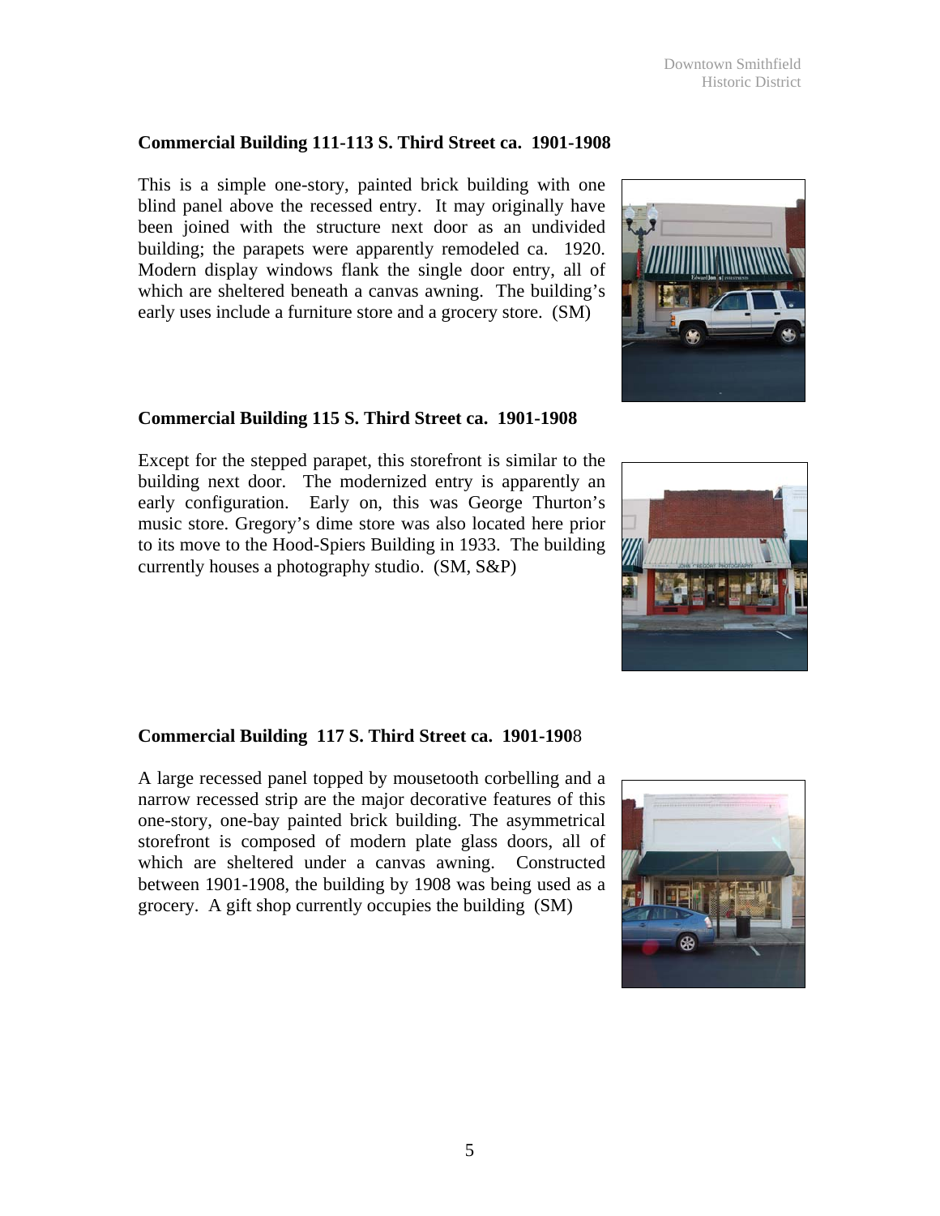**Commercial Building 111-113 S. Third Street ca. 1901-1908**

This is a simple one-story, painted brick building with one blind panel above the recessed entry. It may originally have been joined with the structure next door as an undivided building; the parapets were apparently remodeled ca. 1920. Modern display windows flank the single door entry, all of which are sheltered beneath a canvas awning. The building's early uses include a furniture store and a grocery store. (SM)

**Commercial Building 115 S. Third Street ca. 1901-1908**

Except for the stepped parapet, this storefront is similar to the building next door. The modernized entry is apparently an early configuration. Early on, this was George Thurton's music store. Gregory's dime store was also located here prior to its move to the Hood-Spiers Building in 1933. The building currently houses a photography studio. (SM, S&P)

**Commercial Building 117 S. Third Street ca. 1901-1908**

A large recessed panel topped by mousetooth corbelling and a narrow recessed strip are the major decorative features of this one-story, one-bay painted brick building. The asymmetrical storefront is composed of modern plate glass doors, all of which are sheltered under a canvas awning. Constructed between 1901-1908, the building by 1908 was being used as a grocery. A gift shop currently occupies the building (SM)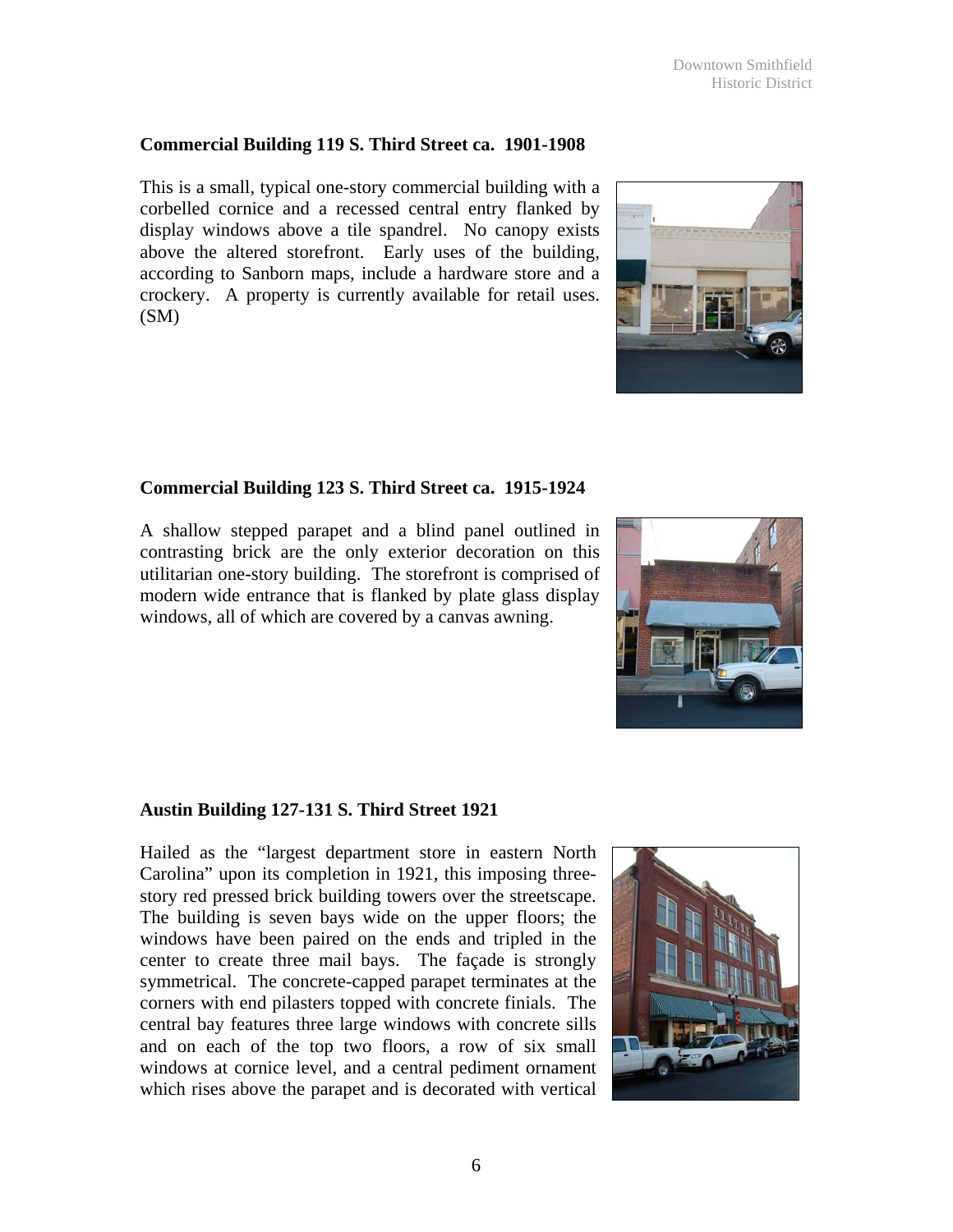**Commercial Building 119 S. Third Street ca. 1901-1908**

This is a small, typical one-story commercial building with a corbelled cornice and a recessed central entry flanked by display windows above a tile spandrel. No canopy exists above the altered storefront. Early uses of the building, according to Sanborn maps, include a hardware store and a crockery. A property is currently available for retail uses. (SM)

**Commercial Building 123 S. Third Street ca. 1915-1924**

A shallow stepped parapet and a blind panel outlined in contrasting brick are the only exterior decoration on this utilitarian one-story building. The storefront is comprised of modern wide entrance that is flanked by plate glass display windows, all of which are covered by a canvas awning.

**Austin Building 127-131 S. Third Street 1921**

Hailed as the "largest department store in eastern North Carolina" upon its completion in 1921, this imposing three-story red pressed brick building towers over the streetscape. The building is seven bays wide on the upper floors; the windows have been paired on the ends and tripled in the center to create three mail bays. The façade is strongly symmetrical. The concrete-capped parapet terminates at the corners with end pilasters topped with concrete finials. The central bay features three large windows with concrete sills and on each of the top two floors, a row of six small windows at cornice level, and a central pediment ornament which rises above the parapet and is decorated with vertical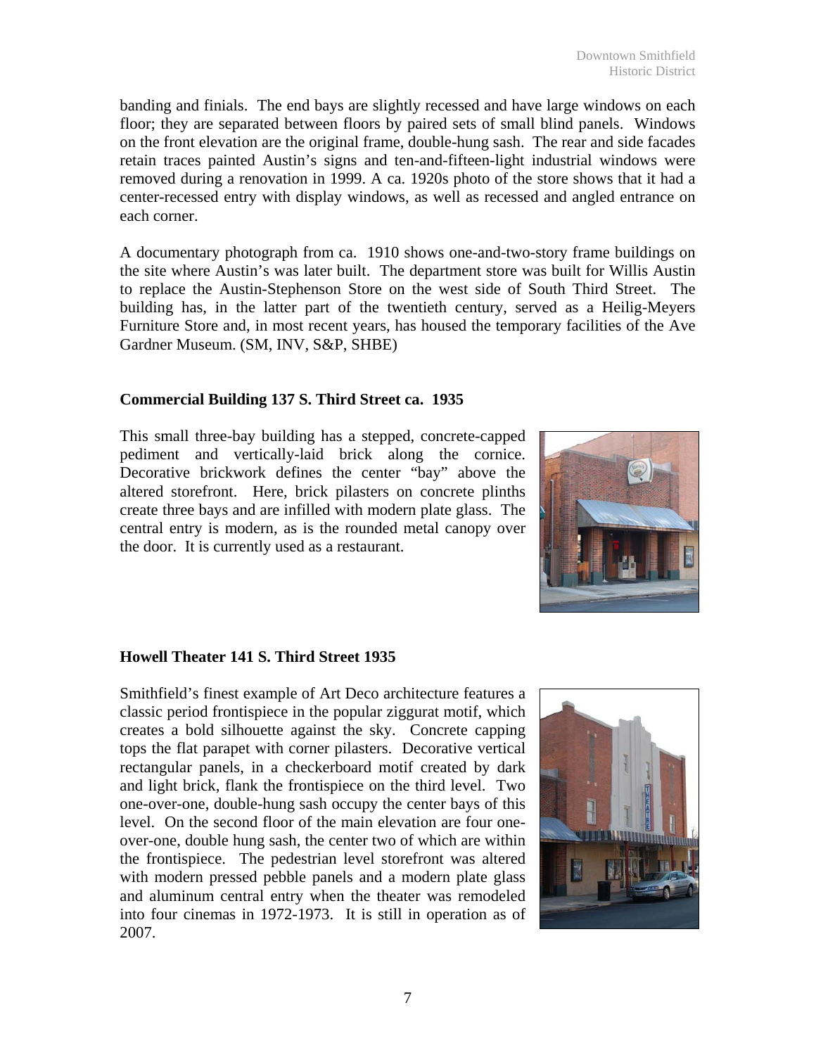banding and finials. The end bays are slightly recessed and have large windows on each floor; they are separated between floors by paired sets of small blind panels. Windows on the front elevation are the original frame, double-hung sash. The rear and side facades retain traces painted Austin's signs and ten-and-fifteen-light industrial windows were removed during a renovation in 1999. A ca. 1920s photo of the store shows that it had a center-recessed entry with display windows, as well as recessed and angled entrance on each corner.

A documentary photograph from ca. 1910 shows one-and-two-story frame buildings on the site where Austin's was later built. The department store was built for Willis Austin to replace the Austin-Stephenson Store on the west side of South Third Street. The building has, in the latter part of the twentieth century, served as a Heilig-Meyers Furniture Store and, in most recent years, has housed the temporary facilities of the Ave Gardner Museum. (SM, INV, S&P, SHBE)

**Commercial Building 137 S. Third Street ca. 1935**

This small three-bay building has a stepped, concrete-capped pediment and vertically-laid brick along the cornice. Decorative brickwork defines the center "bay" above the altered storefront. Here, brick pilasters on concrete plinths create three bays and are infilled with modern plate glass. The central entry is modern, as is the rounded metal canopy over the door. It is currently used as a restaurant.

**Howell Theater 141 S. Third Street 1935**

Smithfield's finest example of Art Deco architecture features a classic period frontispiece in the popular ziggurat motif, which creates a bold silhouette against the sky. Concrete capping tops the flat parapet with corner pilasters. Decorative vertical rectangular panels, in a checkerboard motif created by dark and light brick, flank the frontispiece on the third level. Two one-over-one, double-hung sash occupy the center bays of this level. On the second floor of the main elevation are four one-over-one, double hung sash, the center two of which are within the frontispiece. The pedestrian level storefront was altered with modern pressed pebble panels and a modern plate glass and aluminum central entry when the theater was remodeled into four cinemas in 1972-1973. It is still in operation as of 2007.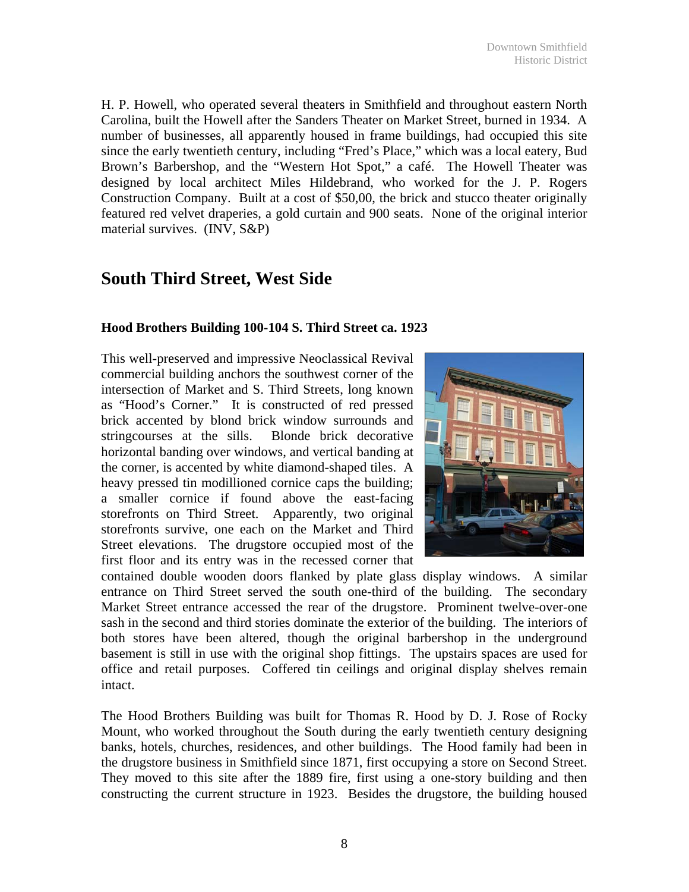H. P. Howell, who operated several theaters in Smithfield and throughout eastern North Carolina, built the Howell after the Sanders Theater on Market Street, burned in 1934. A number of businesses, all apparently housed in frame buildings, had occupied this site since the early twentieth century, including "Fred's Place," which was a local eatery, Bud Brown's Barbershop, and the "Western Hot Spot," a café. The Howell Theater was designed by local architect Miles Hildebrand, who worked for the J. P. Rogers Construction Company. Built at a cost of $50,00, the brick and stucco theater originally featured red velvet draperies, a gold curtain and 900 seats. None of the original interior material survives. (INV, S&P)

## South Third Street, West Side

**Hood Brothers Building 100-104 S. Third Street ca. 1923**

This well-preserved and impressive Neoclassical Revival commercial building anchors the southwest corner of the intersection of Market and S. Third Streets, long known as "Hood's Corner." It is constructed of red pressed brick accented by blond brick window surrounds and stringcourses at the sills. Blonde brick decorative horizontal banding over windows, and vertical banding at the corner, is accented by white diamond-shaped tiles. A heavy pressed tin modillioned cornice caps the building; a smaller cornice if found above the east-facing storefronts on Third Street. Apparently, two original storefronts survive, one each on the Market and Third Street elevations. The drugstore occupied most of the first floor and its entry was in the recessed corner that contained double wooden doors flanked by plate glass display windows. A similar entrance on Third Street served the south one-third of the building. The secondary Market Street entrance accessed the rear of the drugstore. Prominent twelve-over-one sash in the second and third stories dominate the exterior of the building. The interiors of both stores have been altered, though the original barbershop in the underground basement is still in use with the original shop fittings. The upstairs spaces are used for office and retail purposes. Coffered tin ceilings and original display shelves remain intact.

The Hood Brothers Building was built for Thomas R. Hood by D. J. Rose of Rocky Mount, who worked throughout the South during the early twentieth century designing banks, hotels, churches, residences, and other buildings. The Hood family had been in the drugstore business in Smithfield since 1871, first occupying a store on Second Street. They moved to this site after the 1889 fire, first using a one-story building and then constructing the current structure in 1923. Besides the drugstore, the building housed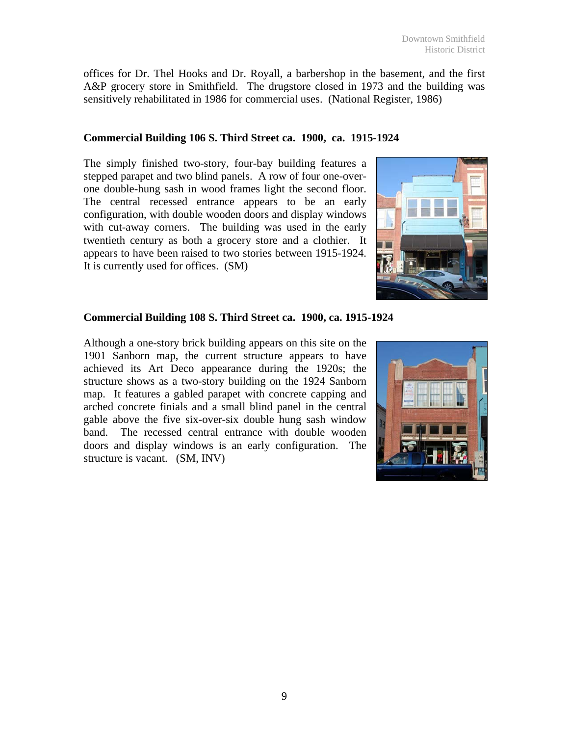offices for Dr. Thel Hooks and Dr. Royall, a barbershop in the basement, and the first A&P grocery store in Smithfield. The drugstore closed in 1973 and the building was sensitively rehabilitated in 1986 for commercial uses. (National Register, 1986)

**Commercial Building 106 S. Third Street ca. 1900, ca. 1915-1924**

The simply finished two-story, four-bay building features a stepped parapet and two blind panels. A row of four one-over-one double-hung sash in wood frames light the second floor. The central recessed entrance appears to be an early configuration, with double wooden doors and display windows with cut-away corners. The building was used in the early twentieth century as both a grocery store and a clothier. It appears to have been raised to two stories between 1915-1924. It is currently used for offices. (SM)

**Commercial Building 108 S. Third Street ca. 1900, ca. 1915-1924**

Although a one-story brick building appears on this site on the 1901 Sanborn map, the current structure appears to have achieved its Art Deco appearance during the 1920s; the structure shows as a two-story building on the 1924 Sanborn map. It features a gabled parapet with concrete capping and arched concrete finials and a small blind panel in the central gable above the five six-over-six double hung sash window band. The recessed central entrance with double wooden doors and display windows is an early configuration. The structure is vacant. (SM, INV)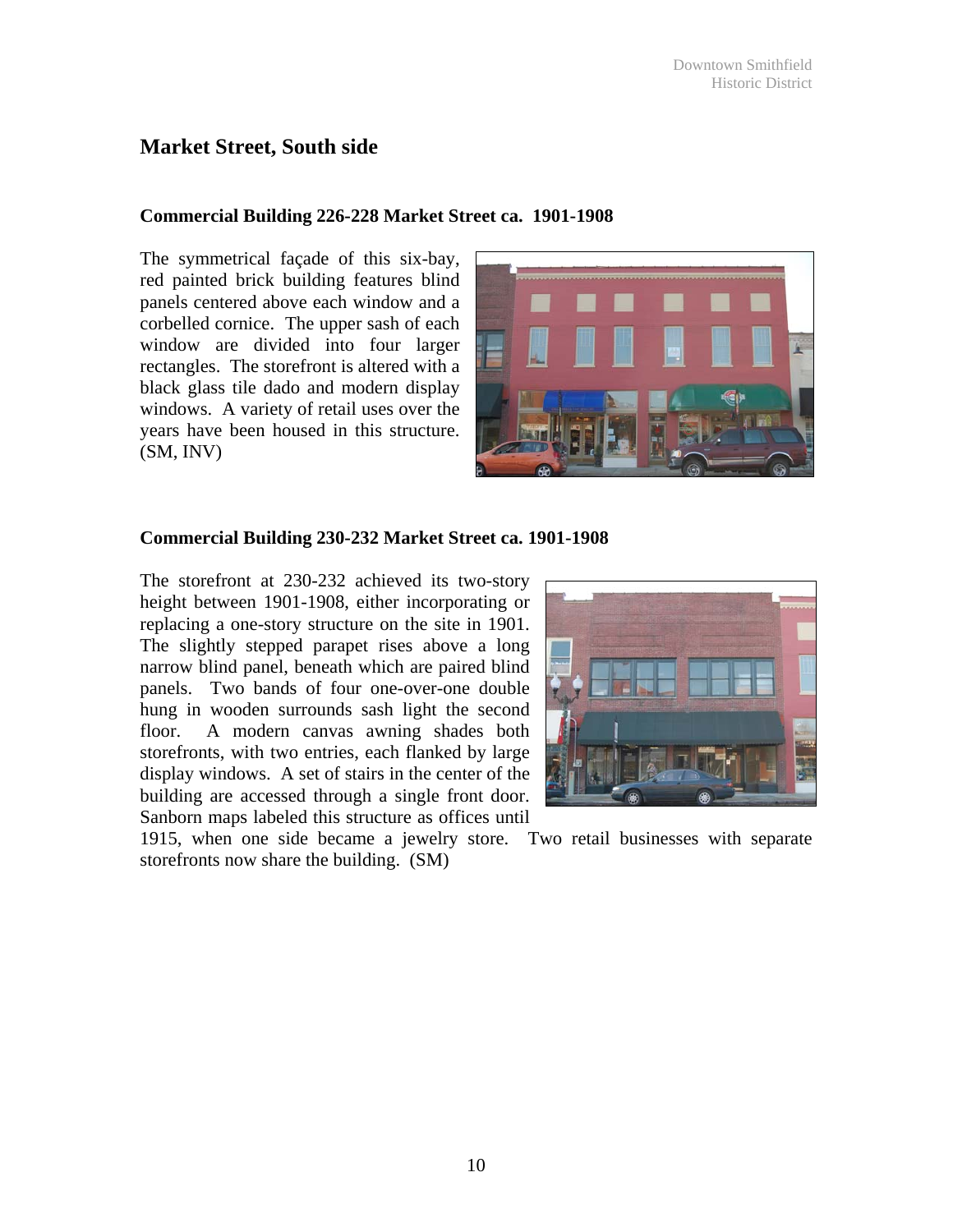## Market Street, South side

### Commercial Building 226-228 Market Street ca. 1901-1908

The symmetrical façade of this six-bay, red painted brick building features blind panels centered above each window and a corbelled cornice. The upper sash of each window are divided into four larger rectangles. The storefront is altered with a black glass tile dado and modern display windows. A variety of retail uses over the years have been housed in this structure. (SM, INV)

### Commercial Building 230-232 Market Street ca. 1901-1908

The storefront at 230-232 achieved its two-story height between 1901-1908, either incorporating or replacing a one-story structure on the site in 1901. The slightly stepped parapet rises above a long narrow blind panel, beneath which are paired blind panels. Two bands of four one-over-one double hung in wooden surrounds sash light the second floor. A modern canvas awning shades both storefronts, with two entries, each flanked by large display windows. A set of stairs in the center of the building are accessed through a single front door. Sanborn maps labeled this structure as offices until 1915, when one side became a jewelry store. Two retail businesses with separate storefronts now share the building. (SM)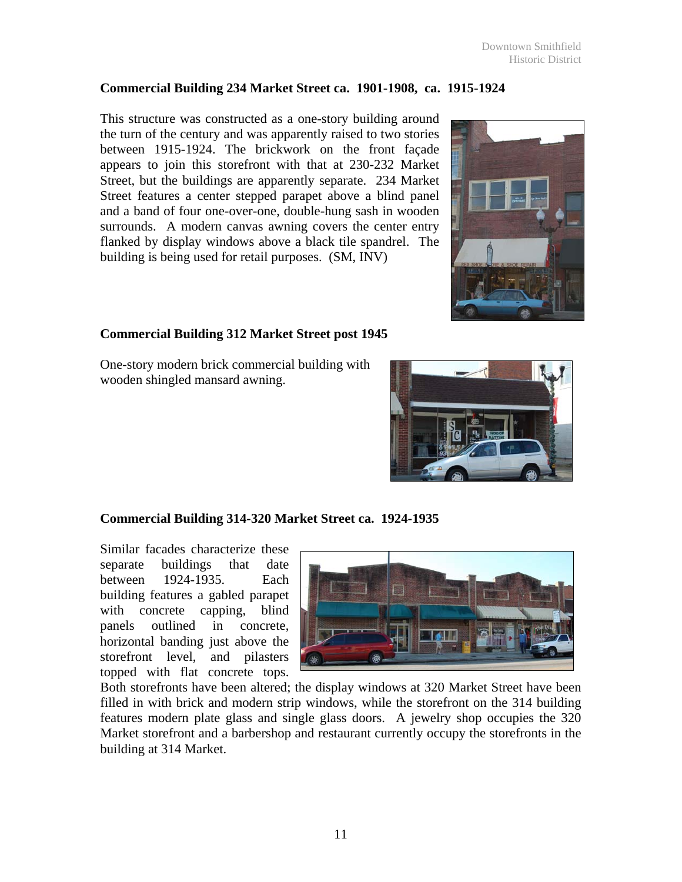**Commercial Building 234 Market Street ca. 1901-1908, ca. 1915-1924**

This structure was constructed as a one-story building around the turn of the century and was apparently raised to two stories between 1915-1924. The brickwork on the front façade appears to join this storefront with that at 230-232 Market Street, but the buildings are apparently separate. 234 Market Street features a center stepped parapet above a blind panel and a band of four one-over-one, double-hung sash in wooden surrounds. A modern canvas awning covers the center entry flanked by display windows above a black tile spandrel. The building is being used for retail purposes. (SM, INV)

**Commercial Building 312 Market Street post 1945**

One-story modern brick commercial building with wooden shingled mansard awning.

**Commercial Building 314-320 Market Street ca. 1924-1935**

Similar facades characterize these separate buildings that date between 1924-1935. Each building features a gabled parapet with concrete capping, blind panels outlined in concrete, horizontal banding just above the storefront level, and pilasters topped with flat concrete tops. Both storefronts have been altered; the display windows at 320 Market Street have been filled in with brick and modern strip windows, while the storefront on the 314 building features modern plate glass and single glass doors. A jewelry shop occupies the 320 Market storefront and a barbershop and restaurant currently occupy the storefronts in the building at 314 Market.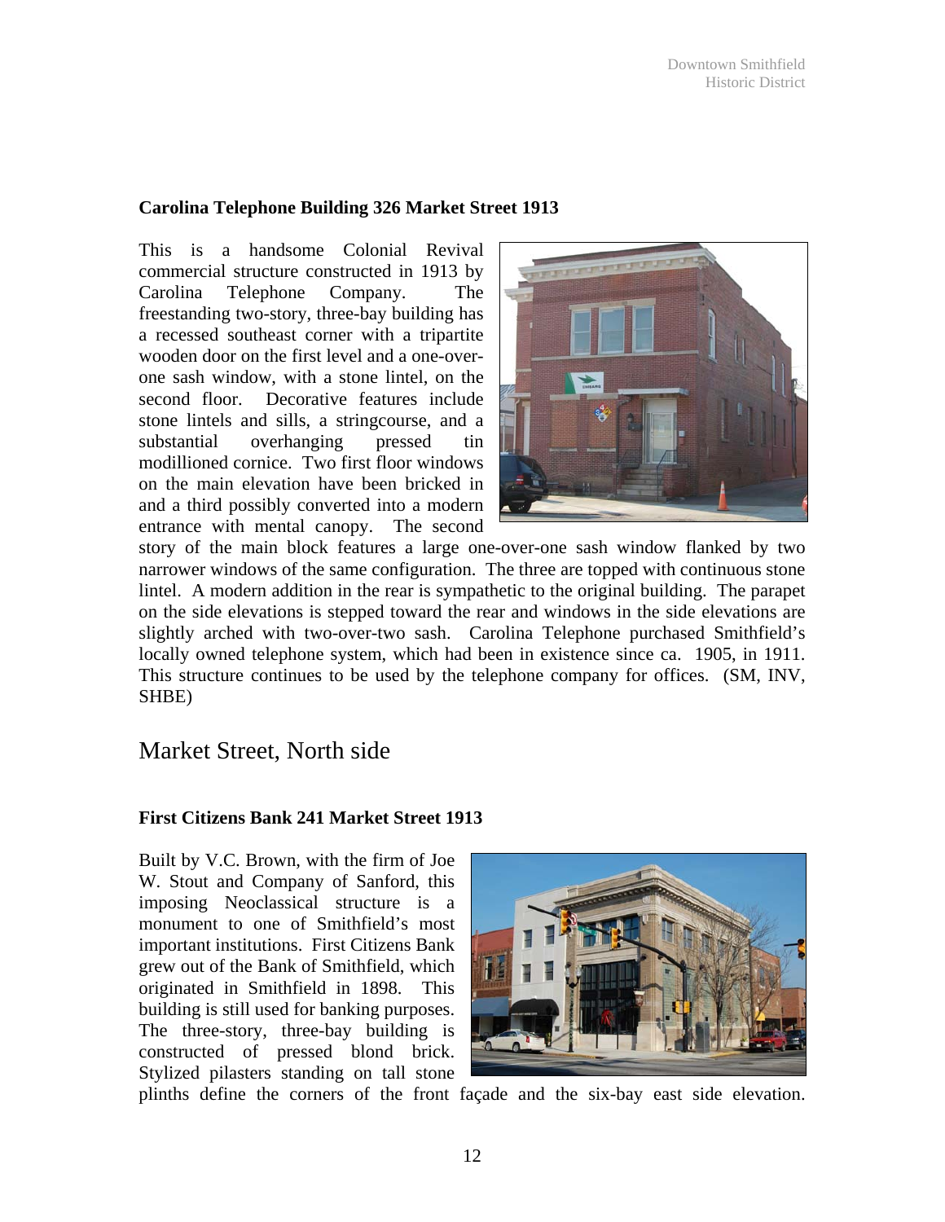**Carolina Telephone Building 326 Market Street 1913**

This is a handsome Colonial Revival commercial structure constructed in 1913 by Carolina Telephone Company. The freestanding two-story, three-bay building has a recessed southeast corner with a tripartite wooden door on the first level and a one-over-one sash window, with a stone lintel, on the second floor. Decorative features include stone lintels and sills, a stringcourse, and a substantial overhanging pressed tin modillioned cornice. Two first floor windows on the main elevation have been bricked in and a third possibly converted into a modern entrance with mental canopy. The second story of the main block features a large one-over-one sash window flanked by two narrower windows of the same configuration. The three are topped with continuous stone lintel. A modern addition in the rear is sympathetic to the original building. The parapet on the side elevations is stepped toward the rear and windows in the side elevations are slightly arched with two-over-two sash. Carolina Telephone purchased Smithfield's locally owned telephone system, which had been in existence since ca. 1905, in 1911. This structure continues to be used by the telephone company for offices. (SM, INV, SHBE)

## Market Street, North side

**First Citizens Bank 241 Market Street 1913**

Built by V.C. Brown, with the firm of Joe W. Stout and Company of Sanford, this imposing Neoclassical structure is a monument to one of Smithfield's most important institutions. First Citizens Bank grew out of the Bank of Smithfield, which originated in Smithfield in 1898. This building is still used for banking purposes. The three-story, three-bay building is constructed of pressed blond brick. Stylized pilasters standing on tall stone plinths define the corners of the front façade and the six-bay east side elevation.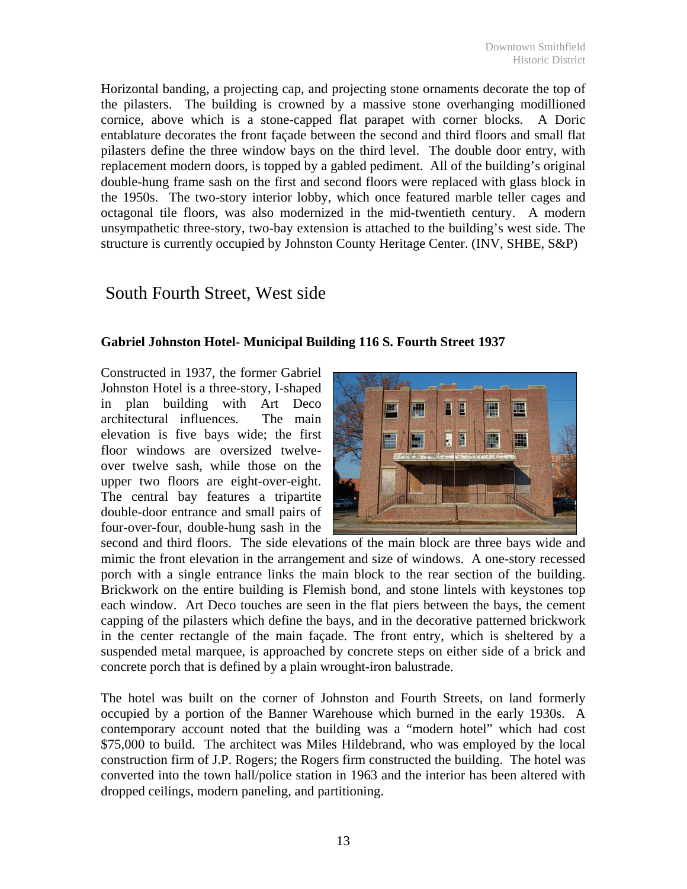Horizontal banding, a projecting cap, and projecting stone ornaments decorate the top of the pilasters. The building is crowned by a massive stone overhanging modillioned cornice, above which is a stone-capped flat parapet with corner blocks. A Doric entablature decorates the front façade between the second and third floors and small flat pilasters define the three window bays on the third level. The double door entry, with replacement modern doors, is topped by a gabled pediment. All of the building's original double-hung frame sash on the first and second floors were replaced with glass block in the 1950s. The two-story interior lobby, which once featured marble teller cages and octagonal tile floors, was also modernized in the mid-twentieth century. A modern unsympathetic three-story, two-bay extension is attached to the building's west side. The structure is currently occupied by Johnston County Heritage Center. (INV, SHBE, S&P)

## South Fourth Street, West side

### Gabriel Johnston Hotel- Municipal Building 116 S. Fourth Street 1937

Constructed in 1937, the former Gabriel Johnston Hotel is a three-story, I-shaped in plan building with Art Deco architectural influences. The main elevation is five bays wide; the first floor windows are oversized twelve-over twelve sash, while those on the upper two floors are eight-over-eight. The central bay features a tripartite double-door entrance and small pairs of four-over-four, double-hung sash in the second and third floors. The side elevations of the main block are three bays wide and mimic the front elevation in the arrangement and size of windows. A one-story recessed porch with a single entrance links the main block to the rear section of the building. Brickwork on the entire building is Flemish bond, and stone lintels with keystones top each window. Art Deco touches are seen in the flat piers between the bays, the cement capping of the pilasters which define the bays, and in the decorative patterned brickwork in the center rectangle of the main façade. The front entry, which is sheltered by a suspended metal marquee, is approached by concrete steps on either side of a brick and concrete porch that is defined by a plain wrought-iron balustrade.

The hotel was built on the corner of Johnston and Fourth Streets, on land formerly occupied by a portion of the Banner Warehouse which burned in the early 1930s. A contemporary account noted that the building was a "modern hotel" which had cost $75,000 to build. The architect was Miles Hildebrand, who was employed by the local construction firm of J.P. Rogers; the Rogers firm constructed the building. The hotel was converted into the town hall/police station in 1963 and the interior has been altered with dropped ceilings, modern paneling, and partitioning.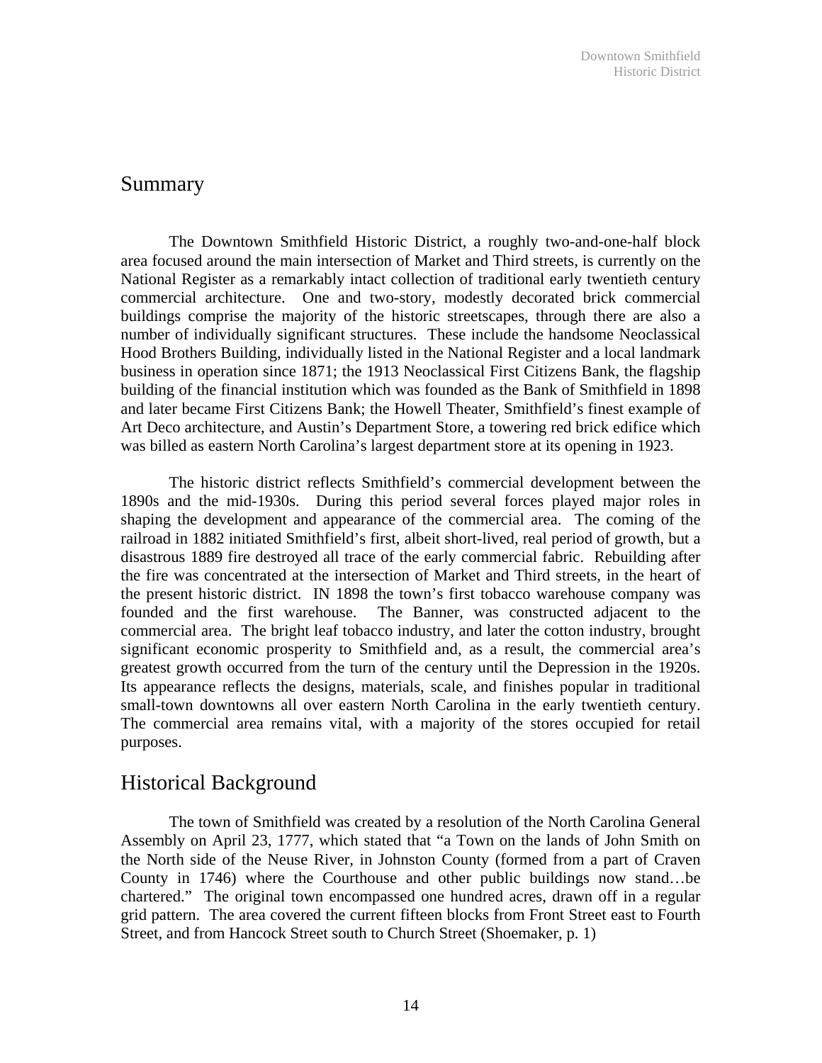## Summary

The Downtown Smithfield Historic District, a roughly two-and-one-half block area focused around the main intersection of Market and Third streets, is currently on the National Register as a remarkably intact collection of traditional early twentieth century commercial architecture. One and two-story, modestly decorated brick commercial buildings comprise the majority of the historic streetscapes, through there are also a number of individually significant structures. These include the handsome Neoclassical Hood Brothers Building, individually listed in the National Register and a local landmark business in operation since 1871; the 1913 Neoclassical First Citizens Bank, the flagship building of the financial institution which was founded as the Bank of Smithfield in 1898 and later became First Citizens Bank; the Howell Theater, Smithfield's finest example of Art Deco architecture, and Austin's Department Store, a towering red brick edifice which was billed as eastern North Carolina's largest department store at its opening in 1923.

The historic district reflects Smithfield's commercial development between the 1890s and the mid-1930s. During this period several forces played major roles in shaping the development and appearance of the commercial area. The coming of the railroad in 1882 initiated Smithfield's first, albeit short-lived, real period of growth, but a disastrous 1889 fire destroyed all trace of the early commercial fabric. Rebuilding after the fire was concentrated at the intersection of Market and Third streets, in the heart of the present historic district. IN 1898 the town's first tobacco warehouse company was founded and the first warehouse. The Banner, was constructed adjacent to the commercial area. The bright leaf tobacco industry, and later the cotton industry, brought significant economic prosperity to Smithfield and, as a result, the commercial area's greatest growth occurred from the turn of the century until the Depression in the 1920s. Its appearance reflects the designs, materials, scale, and finishes popular in traditional small-town downtowns all over eastern North Carolina in the early twentieth century. The commercial area remains vital, with a majority of the stores occupied for retail purposes.

## Historical Background

The town of Smithfield was created by a resolution of the North Carolina General Assembly on April 23, 1777, which stated that "a Town on the lands of John Smith on the North side of the Neuse River, in Johnston County (formed from a part of Craven County in 1746) where the Courthouse and other public buildings now stand…be chartered." The original town encompassed one hundred acres, drawn off in a regular grid pattern. The area covered the current fifteen blocks from Front Street east to Fourth Street, and from Hancock Street south to Church Street (Shoemaker, p. 1)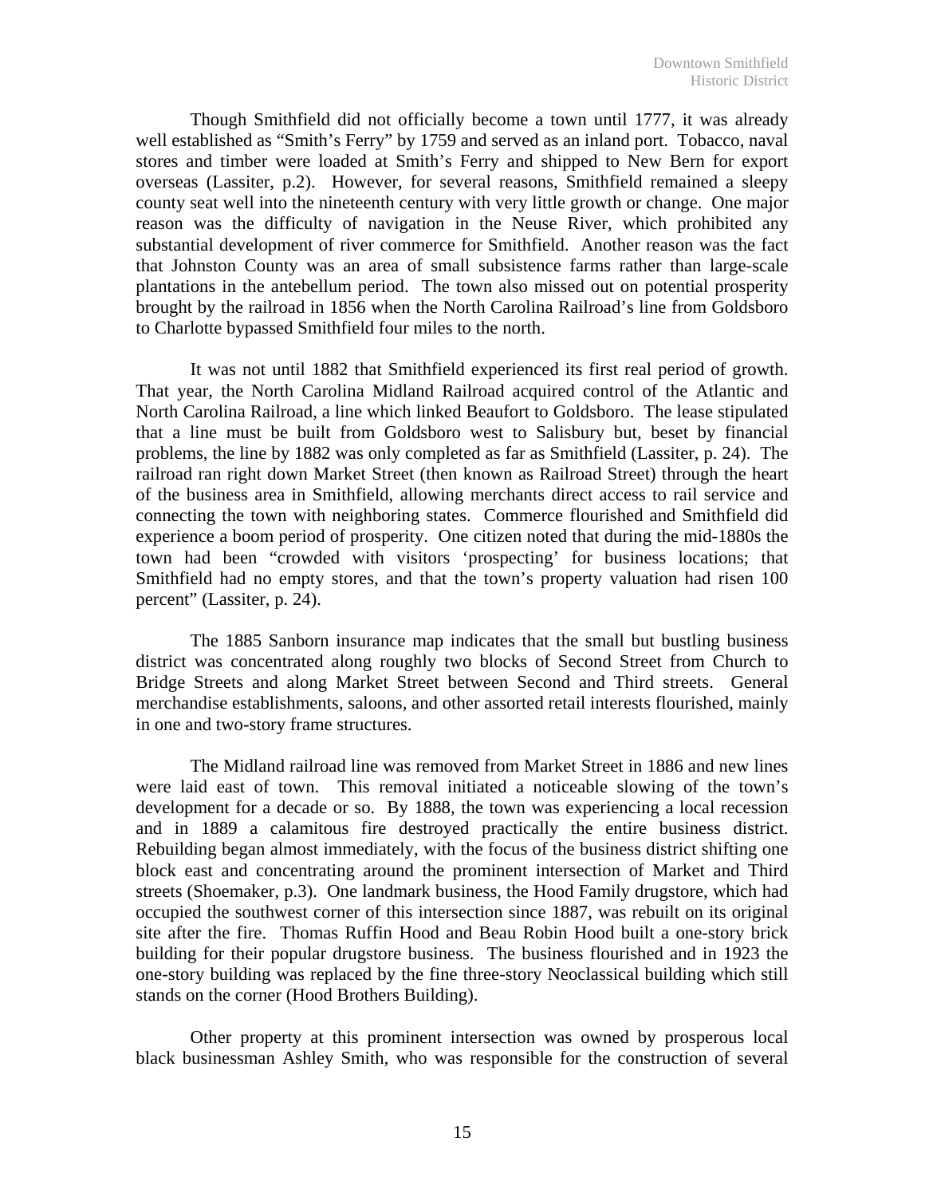Though Smithfield did not officially become a town until 1777, it was already well established as "Smith's Ferry" by 1759 and served as an inland port. Tobacco, naval stores and timber were loaded at Smith's Ferry and shipped to New Bern for export overseas (Lassiter, p.2). However, for several reasons, Smithfield remained a sleepy county seat well into the nineteenth century with very little growth or change. One major reason was the difficulty of navigation in the Neuse River, which prohibited any substantial development of river commerce for Smithfield. Another reason was the fact that Johnston County was an area of small subsistence farms rather than large-scale plantations in the antebellum period. The town also missed out on potential prosperity brought by the railroad in 1856 when the North Carolina Railroad's line from Goldsboro to Charlotte bypassed Smithfield four miles to the north.

It was not until 1882 that Smithfield experienced its first real period of growth. That year, the North Carolina Midland Railroad acquired control of the Atlantic and North Carolina Railroad, a line which linked Beaufort to Goldsboro. The lease stipulated that a line must be built from Goldsboro west to Salisbury but, beset by financial problems, the line by 1882 was only completed as far as Smithfield (Lassiter, p. 24). The railroad ran right down Market Street (then known as Railroad Street) through the heart of the business area in Smithfield, allowing merchants direct access to rail service and connecting the town with neighboring states. Commerce flourished and Smithfield did experience a boom period of prosperity. One citizen noted that during the mid-1880s the town had been "crowded with visitors 'prospecting' for business locations; that Smithfield had no empty stores, and that the town's property valuation had risen 100 percent" (Lassiter, p. 24).

The 1885 Sanborn insurance map indicates that the small but bustling business district was concentrated along roughly two blocks of Second Street from Church to Bridge Streets and along Market Street between Second and Third streets. General merchandise establishments, saloons, and other assorted retail interests flourished, mainly in one and two-story frame structures.

The Midland railroad line was removed from Market Street in 1886 and new lines were laid east of town. This removal initiated a noticeable slowing of the town's development for a decade or so. By 1888, the town was experiencing a local recession and in 1889 a calamitous fire destroyed practically the entire business district. Rebuilding began almost immediately, with the focus of the business district shifting one block east and concentrating around the prominent intersection of Market and Third streets (Shoemaker, p.3). One landmark business, the Hood Family drugstore, which had occupied the southwest corner of this intersection since 1887, was rebuilt on its original site after the fire. Thomas Ruffin Hood and Beau Robin Hood built a one-story brick building for their popular drugstore business. The business flourished and in 1923 the one-story building was replaced by the fine three-story Neoclassical building which still stands on the corner (Hood Brothers Building).

Other property at this prominent intersection was owned by prosperous local black businessman Ashley Smith, who was responsible for the construction of several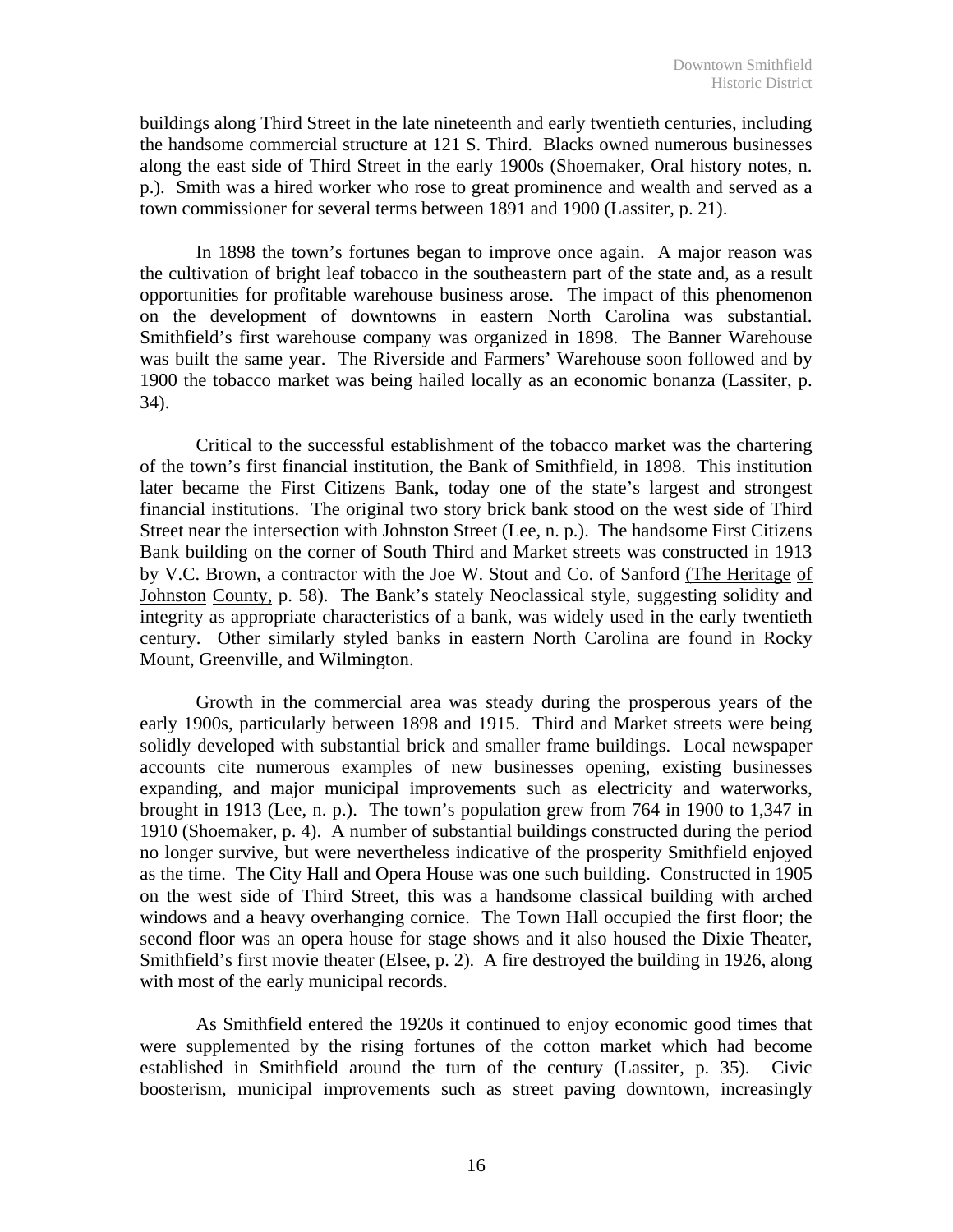buildings along Third Street in the late nineteenth and early twentieth centuries, including the handsome commercial structure at 121 S. Third. Blacks owned numerous businesses along the east side of Third Street in the early 1900s (Shoemaker, Oral history notes, n. p.). Smith was a hired worker who rose to great prominence and wealth and served as a town commissioner for several terms between 1891 and 1900 (Lassiter, p. 21).

In 1898 the town's fortunes began to improve once again. A major reason was the cultivation of bright leaf tobacco in the southeastern part of the state and, as a result opportunities for profitable warehouse business arose. The impact of this phenomenon on the development of downtowns in eastern North Carolina was substantial. Smithfield's first warehouse company was organized in 1898. The Banner Warehouse was built the same year. The Riverside and Farmers' Warehouse soon followed and by 1900 the tobacco market was being hailed locally as an economic bonanza (Lassiter, p. 34).

Critical to the successful establishment of the tobacco market was the chartering of the town's first financial institution, the Bank of Smithfield, in 1898. This institution later became the First Citizens Bank, today one of the state's largest and strongest financial institutions. The original two story brick bank stood on the west side of Third Street near the intersection with Johnston Street (Lee, n. p.). The handsome First Citizens Bank building on the corner of South Third and Market streets was constructed in 1913 by V.C. Brown, a contractor with the Joe W. Stout and Co. of Sanford (The Heritage of Johnston County, p. 58). The Bank's stately Neoclassical style, suggesting solidity and integrity as appropriate characteristics of a bank, was widely used in the early twentieth century. Other similarly styled banks in eastern North Carolina are found in Rocky Mount, Greenville, and Wilmington.

Growth in the commercial area was steady during the prosperous years of the early 1900s, particularly between 1898 and 1915. Third and Market streets were being solidly developed with substantial brick and smaller frame buildings. Local newspaper accounts cite numerous examples of new businesses opening, existing businesses expanding, and major municipal improvements such as electricity and waterworks, brought in 1913 (Lee, n. p.). The town's population grew from 764 in 1900 to 1,347 in 1910 (Shoemaker, p. 4). A number of substantial buildings constructed during the period no longer survive, but were nevertheless indicative of the prosperity Smithfield enjoyed as the time. The City Hall and Opera House was one such building. Constructed in 1905 on the west side of Third Street, this was a handsome classical building with arched windows and a heavy overhanging cornice. The Town Hall occupied the first floor; the second floor was an opera house for stage shows and it also housed the Dixie Theater, Smithfield's first movie theater (Elsee, p. 2). A fire destroyed the building in 1926, along with most of the early municipal records.

As Smithfield entered the 1920s it continued to enjoy economic good times that were supplemented by the rising fortunes of the cotton market which had become established in Smithfield around the turn of the century (Lassiter, p. 35). Civic boosterism, municipal improvements such as street paving downtown, increasingly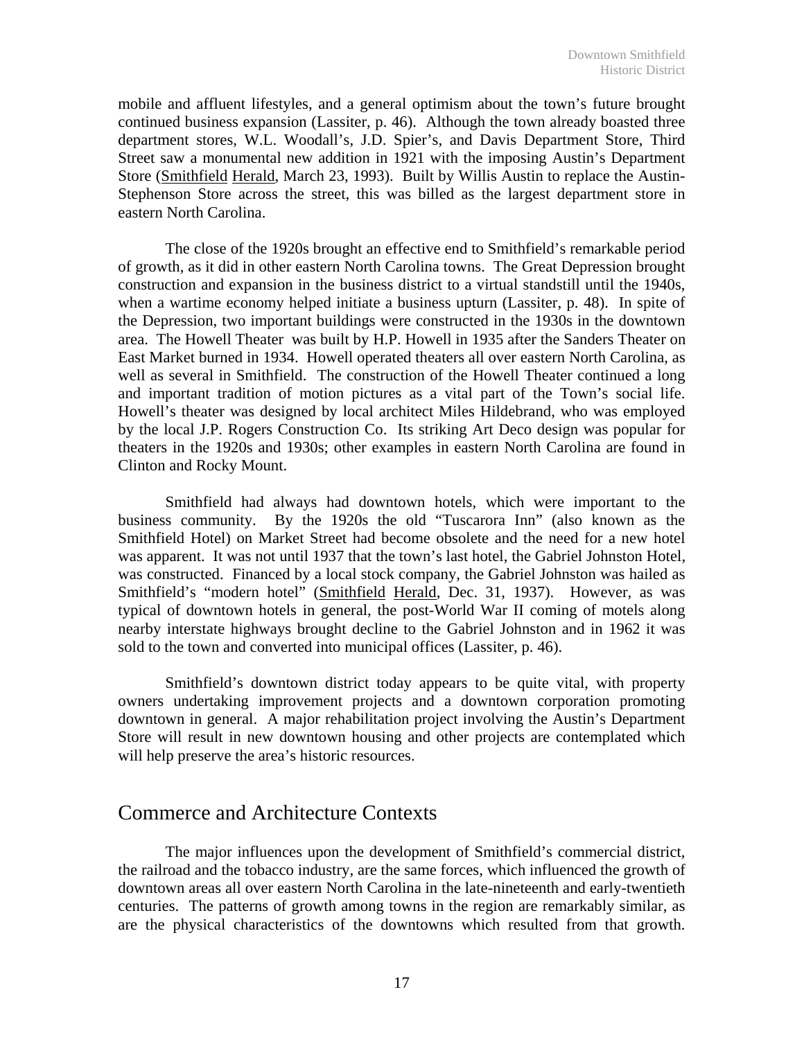mobile and affluent lifestyles, and a general optimism about the town's future brought continued business expansion (Lassiter, p. 46). Although the town already boasted three department stores, W.L. Woodall's, J.D. Spier's, and Davis Department Store, Third Street saw a monumental new addition in 1921 with the imposing Austin's Department Store (Smithfield Herald, March 23, 1993). Built by Willis Austin to replace the Austin-Stephenson Store across the street, this was billed as the largest department store in eastern North Carolina.

The close of the 1920s brought an effective end to Smithfield's remarkable period of growth, as it did in other eastern North Carolina towns. The Great Depression brought construction and expansion in the business district to a virtual standstill until the 1940s, when a wartime economy helped initiate a business upturn (Lassiter, p. 48). In spite of the Depression, two important buildings were constructed in the 1930s in the downtown area. The Howell Theater was built by H.P. Howell in 1935 after the Sanders Theater on East Market burned in 1934. Howell operated theaters all over eastern North Carolina, as well as several in Smithfield. The construction of the Howell Theater continued a long and important tradition of motion pictures as a vital part of the Town's social life. Howell's theater was designed by local architect Miles Hildebrand, who was employed by the local J.P. Rogers Construction Co. Its striking Art Deco design was popular for theaters in the 1920s and 1930s; other examples in eastern North Carolina are found in Clinton and Rocky Mount.

Smithfield had always had downtown hotels, which were important to the business community. By the 1920s the old "Tuscarora Inn" (also known as the Smithfield Hotel) on Market Street had become obsolete and the need for a new hotel was apparent. It was not until 1937 that the town's last hotel, the Gabriel Johnston Hotel, was constructed. Financed by a local stock company, the Gabriel Johnston was hailed as Smithfield's "modern hotel" (Smithfield Herald, Dec. 31, 1937). However, as was typical of downtown hotels in general, the post-World War II coming of motels along nearby interstate highways brought decline to the Gabriel Johnston and in 1962 it was sold to the town and converted into municipal offices (Lassiter, p. 46).

Smithfield's downtown district today appears to be quite vital, with property owners undertaking improvement projects and a downtown corporation promoting downtown in general. A major rehabilitation project involving the Austin's Department Store will result in new downtown housing and other projects are contemplated which will help preserve the area's historic resources.

## Commerce and Architecture Contexts

The major influences upon the development of Smithfield's commercial district, the railroad and the tobacco industry, are the same forces, which influenced the growth of downtown areas all over eastern North Carolina in the late-nineteenth and early-twentieth centuries. The patterns of growth among towns in the region are remarkably similar, as are the physical characteristics of the downtowns which resulted from that growth.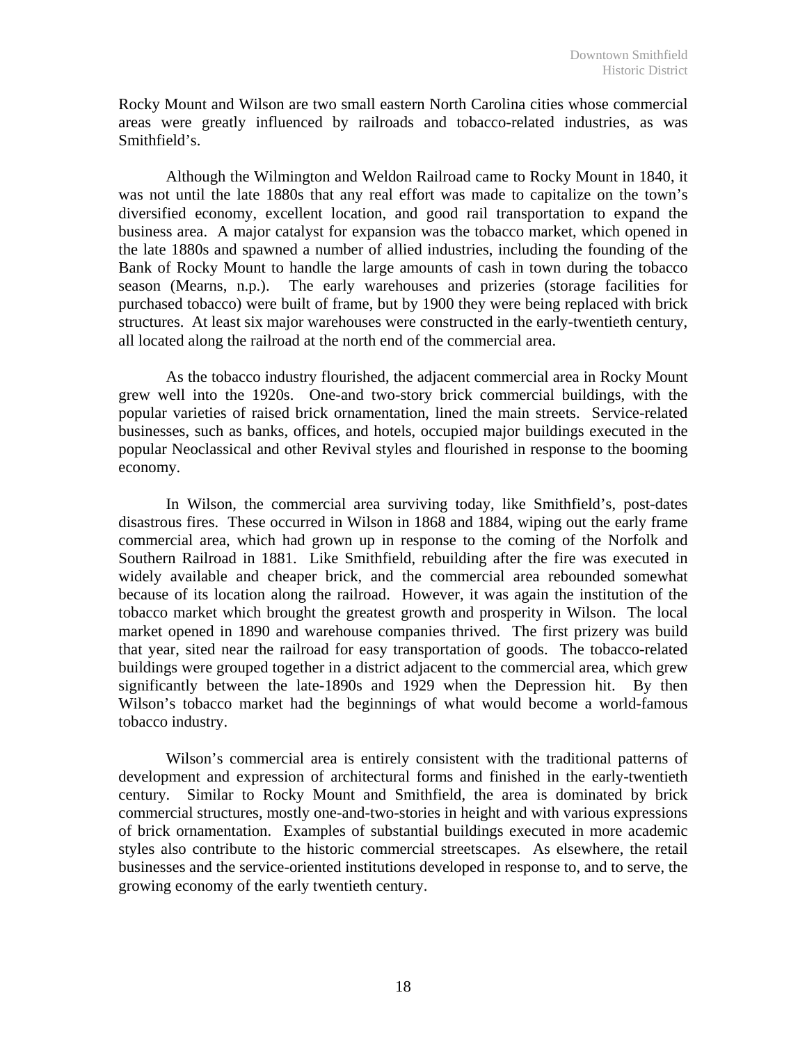Rocky Mount and Wilson are two small eastern North Carolina cities whose commercial areas were greatly influenced by railroads and tobacco-related industries, as was Smithfield's.

Although the Wilmington and Weldon Railroad came to Rocky Mount in 1840, it was not until the late 1880s that any real effort was made to capitalize on the town's diversified economy, excellent location, and good rail transportation to expand the business area. A major catalyst for expansion was the tobacco market, which opened in the late 1880s and spawned a number of allied industries, including the founding of the Bank of Rocky Mount to handle the large amounts of cash in town during the tobacco season (Mearns, n.p.). The early warehouses and prizeries (storage facilities for purchased tobacco) were built of frame, but by 1900 they were being replaced with brick structures. At least six major warehouses were constructed in the early-twentieth century, all located along the railroad at the north end of the commercial area.

As the tobacco industry flourished, the adjacent commercial area in Rocky Mount grew well into the 1920s. One-and two-story brick commercial buildings, with the popular varieties of raised brick ornamentation, lined the main streets. Service-related businesses, such as banks, offices, and hotels, occupied major buildings executed in the popular Neoclassical and other Revival styles and flourished in response to the booming economy.

In Wilson, the commercial area surviving today, like Smithfield's, post-dates disastrous fires. These occurred in Wilson in 1868 and 1884, wiping out the early frame commercial area, which had grown up in response to the coming of the Norfolk and Southern Railroad in 1881. Like Smithfield, rebuilding after the fire was executed in widely available and cheaper brick, and the commercial area rebounded somewhat because of its location along the railroad. However, it was again the institution of the tobacco market which brought the greatest growth and prosperity in Wilson. The local market opened in 1890 and warehouse companies thrived. The first prizery was build that year, sited near the railroad for easy transportation of goods. The tobacco-related buildings were grouped together in a district adjacent to the commercial area, which grew significantly between the late-1890s and 1929 when the Depression hit. By then Wilson's tobacco market had the beginnings of what would become a world-famous tobacco industry.

Wilson's commercial area is entirely consistent with the traditional patterns of development and expression of architectural forms and finished in the early-twentieth century. Similar to Rocky Mount and Smithfield, the area is dominated by brick commercial structures, mostly one-and-two-stories in height and with various expressions of brick ornamentation. Examples of substantial buildings executed in more academic styles also contribute to the historic commercial streetscapes. As elsewhere, the retail businesses and the service-oriented institutions developed in response to, and to serve, the growing economy of the early twentieth century.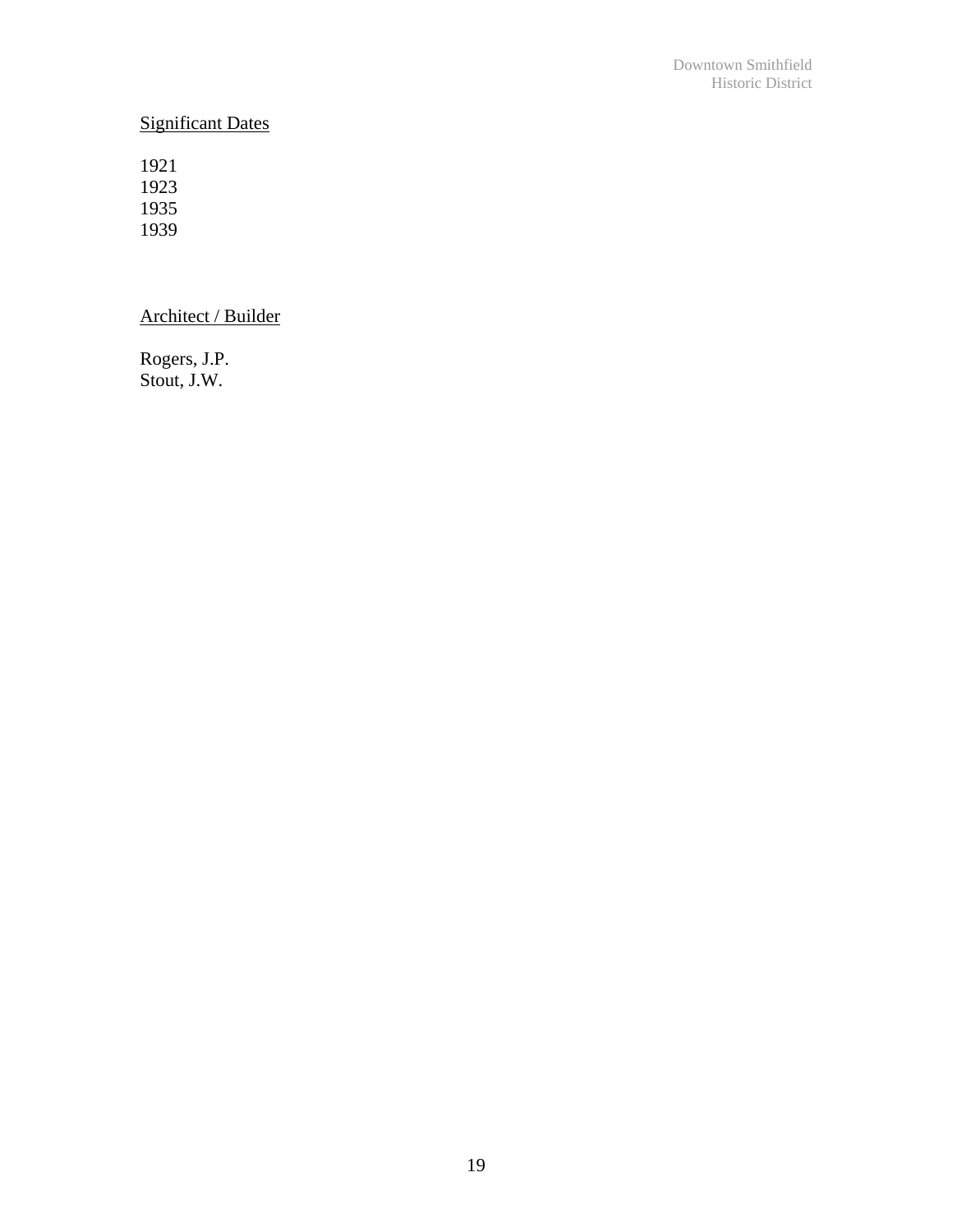Significant Dates

1921
1923
1935
1939

Architect / Builder

Rogers, J.P.
Stout, J.W.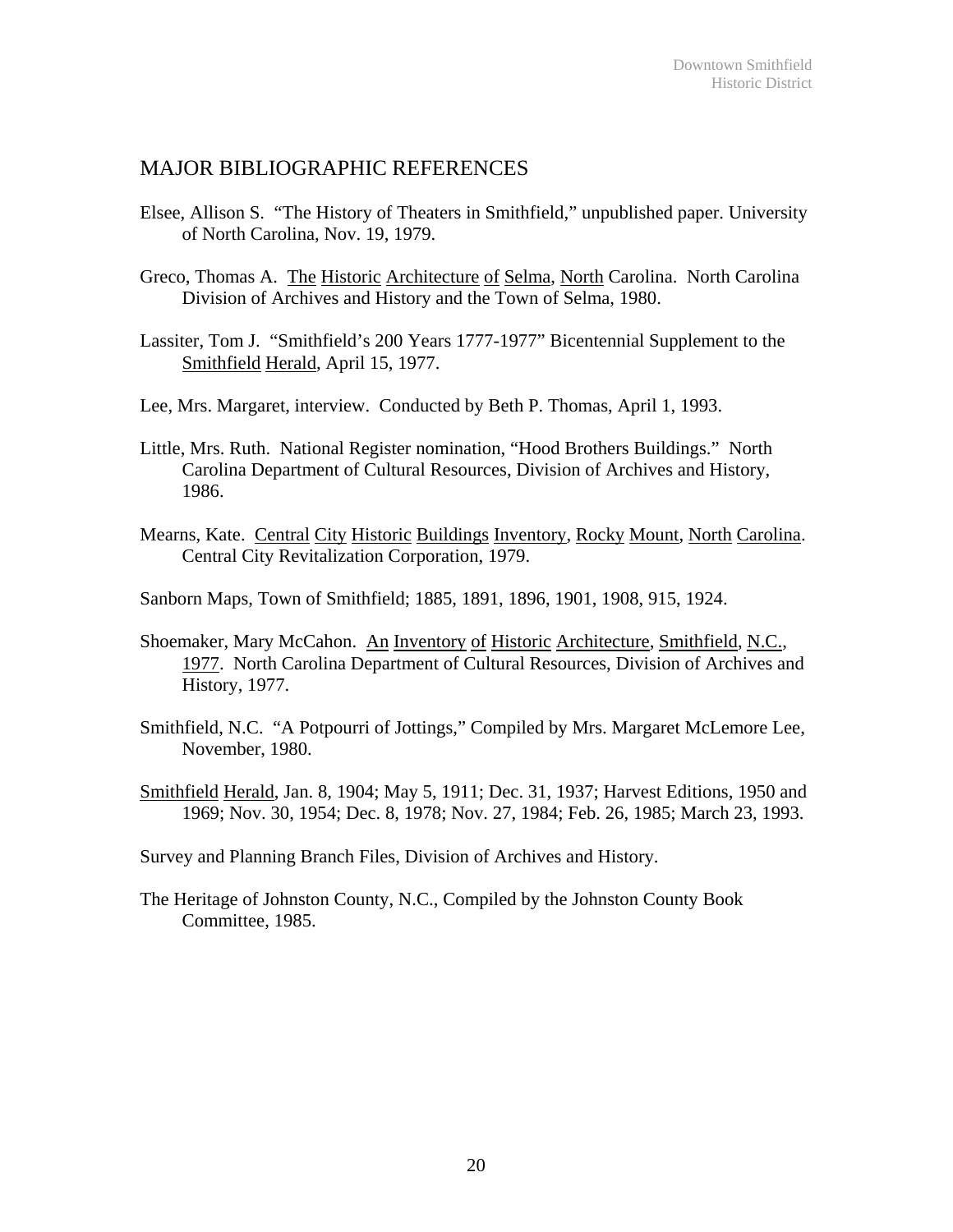## MAJOR BIBLIOGRAPHIC REFERENCES

Elsee, Allison S. "The History of Theaters in Smithfield," unpublished paper. University of North Carolina, Nov. 19, 1979.

Greco, Thomas A. The Historic Architecture of Selma, North Carolina. North Carolina Division of Archives and History and the Town of Selma, 1980.

Lassiter, Tom J. "Smithfield's 200 Years 1777-1977" Bicentennial Supplement to the Smithfield Herald, April 15, 1977.

Lee, Mrs. Margaret, interview. Conducted by Beth P. Thomas, April 1, 1993.

Little, Mrs. Ruth. National Register nomination, "Hood Brothers Buildings." North Carolina Department of Cultural Resources, Division of Archives and History, 1986.

Mearns, Kate. Central City Historic Buildings Inventory, Rocky Mount, North Carolina. Central City Revitalization Corporation, 1979.

Sanborn Maps, Town of Smithfield; 1885, 1891, 1896, 1901, 1908, 915, 1924.

Shoemaker, Mary McCahon. An Inventory of Historic Architecture, Smithfield, N.C., 1977. North Carolina Department of Cultural Resources, Division of Archives and History, 1977.

Smithfield, N.C. "A Potpourri of Jottings," Compiled by Mrs. Margaret McLemore Lee, November, 1980.

Smithfield Herald, Jan. 8, 1904; May 5, 1911; Dec. 31, 1937; Harvest Editions, 1950 and 1969; Nov. 30, 1954; Dec. 8, 1978; Nov. 27, 1984; Feb. 26, 1985; March 23, 1993.

Survey and Planning Branch Files, Division of Archives and History.

The Heritage of Johnston County, N.C., Compiled by the Johnston County Book Committee, 1985.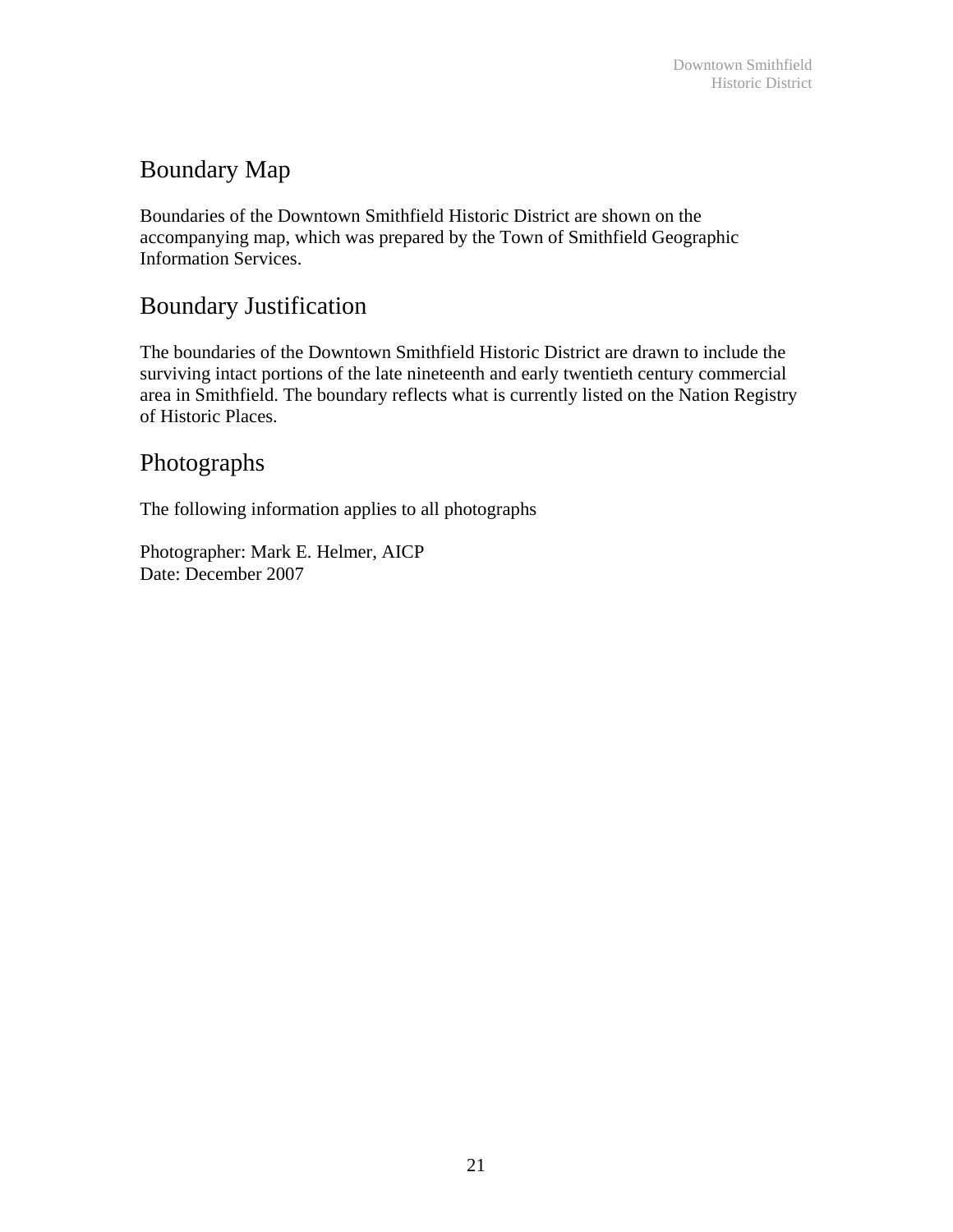## Boundary Map

Boundaries of the Downtown Smithfield Historic District are shown on the accompanying map, which was prepared by the Town of Smithfield Geographic Information Services.

## Boundary Justification

The boundaries of the Downtown Smithfield Historic District are drawn to include the surviving intact portions of the late nineteenth and early twentieth century commercial area in Smithfield. The boundary reflects what is currently listed on the Nation Registry of Historic Places.

## Photographs

The following information applies to all photographs

Photographer: Mark E. Helmer, AICP
Date: December 2007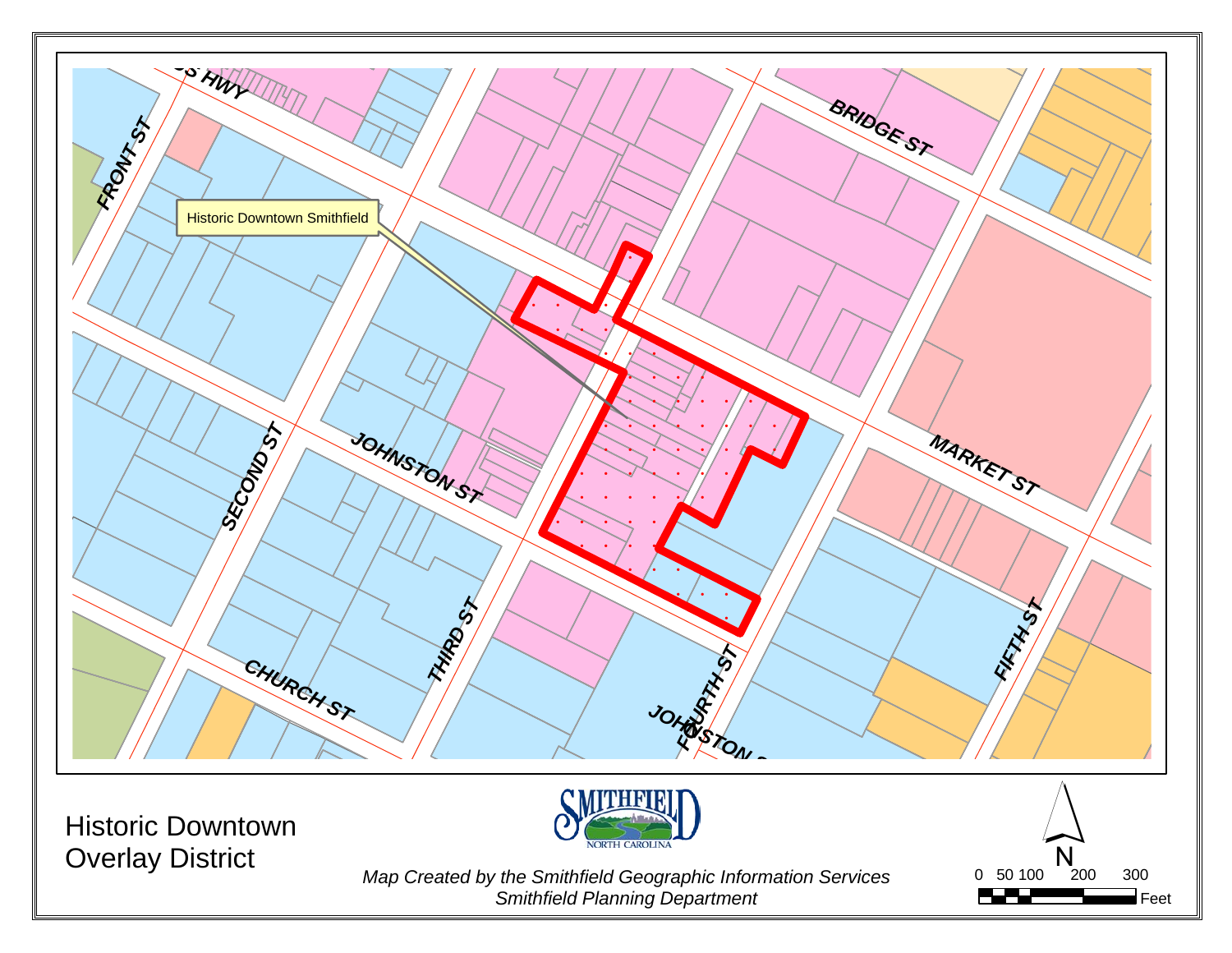US HWY

FRONT ST

BRIDGE ST

Historic Downtown Smithfield

MARKET ST

SECOND ST

JOHNSTON ST

THIRD ST

CHURCH ST

FOURTH ST

JOHNSTON ST

FIFTH ST

# Historic Downtown Overlay District

SMITHFIELD NORTH CAROLINA

*Map Created by the Smithfield Geographic Information Services*
*Smithfield Planning Department*

N

0 50 100 200 300
Feet